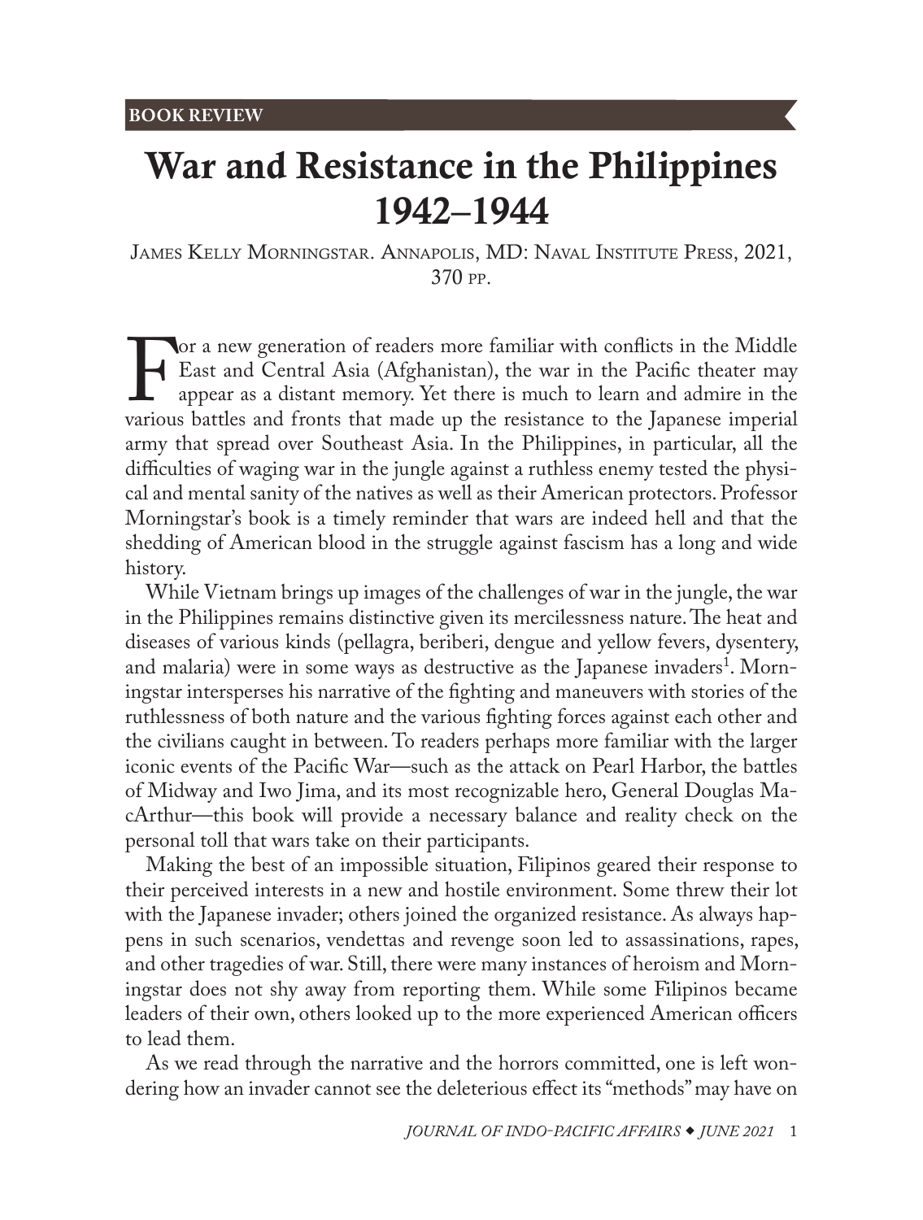BOOK REVIEW

# War and Resistance in the Philippines 1942–1944

James Kelly Morningstar. Annapolis, MD: Naval Institute Press, 2021, 370 pp.

For a new generation of readers more familiar with conflicts in the Middle East and Central Asia (Afghanistan), the war in the Pacific theater may appear as a distant memory. Yet there is much to learn and admire in the various battles and fronts that made up the resistance to the Japanese imperial army that spread over Southeast Asia. In the Philippines, in particular, all the difficulties of waging war in the jungle against a ruthless enemy tested the physical and mental sanity of the natives as well as their American protectors. Professor Morningstar's book is a timely reminder that wars are indeed hell and that the shedding of American blood in the struggle against fascism has a long and wide history.

While Vietnam brings up images of the challenges of war in the jungle, the war in the Philippines remains distinctive given its mercilessness nature. The heat and diseases of various kinds (pellagra, beriberi, dengue and yellow fevers, dysentery, and malaria) were in some ways as destructive as the Japanese invaders[1]. Morningstar intersperses his narrative of the fighting and maneuvers with stories of the ruthlessness of both nature and the various fighting forces against each other and the civilians caught in between. To readers perhaps more familiar with the larger iconic events of the Pacific War—such as the attack on Pearl Harbor, the battles of Midway and Iwo Jima, and its most recognizable hero, General Douglas MacArthur—this book will provide a necessary balance and reality check on the personal toll that wars take on their participants.

Making the best of an impossible situation, Filipinos geared their response to their perceived interests in a new and hostile environment. Some threw their lot with the Japanese invader; others joined the organized resistance. As always happens in such scenarios, vendettas and revenge soon led to assassinations, rapes, and other tragedies of war. Still, there were many instances of heroism and Morningstar does not shy away from reporting them. While some Filipinos became leaders of their own, others looked up to the more experienced American officers to lead them.

As we read through the narrative and the horrors committed, one is left wondering how an invader cannot see the deleterious effect its "methods" may have on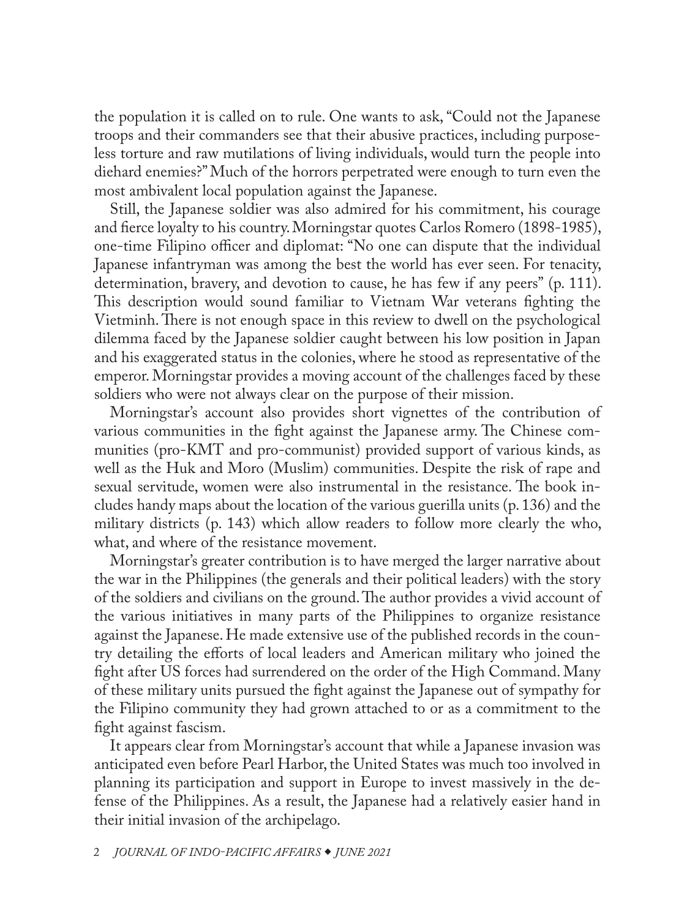the population it is called on to rule. One wants to ask, "Could not the Japanese troops and their commanders see that their abusive practices, including purposeless torture and raw mutilations of living individuals, would turn the people into diehard enemies?" Much of the horrors perpetrated were enough to turn even the most ambivalent local population against the Japanese.

Still, the Japanese soldier was also admired for his commitment, his courage and fierce loyalty to his country. Morningstar quotes Carlos Romero (1898-1985), one-time Filipino officer and diplomat: "No one can dispute that the individual Japanese infantryman was among the best the world has ever seen. For tenacity, determination, bravery, and devotion to cause, he has few if any peers" (p. 111). This description would sound familiar to Vietnam War veterans fighting the Vietminh. There is not enough space in this review to dwell on the psychological dilemma faced by the Japanese soldier caught between his low position in Japan and his exaggerated status in the colonies, where he stood as representative of the emperor. Morningstar provides a moving account of the challenges faced by these soldiers who were not always clear on the purpose of their mission.

Morningstar's account also provides short vignettes of the contribution of various communities in the fight against the Japanese army. The Chinese communities (pro-KMT and pro-communist) provided support of various kinds, as well as the Huk and Moro (Muslim) communities. Despite the risk of rape and sexual servitude, women were also instrumental in the resistance. The book includes handy maps about the location of the various guerilla units (p. 136) and the military districts (p. 143) which allow readers to follow more clearly the who, what, and where of the resistance movement.

Morningstar's greater contribution is to have merged the larger narrative about the war in the Philippines (the generals and their political leaders) with the story of the soldiers and civilians on the ground. The author provides a vivid account of the various initiatives in many parts of the Philippines to organize resistance against the Japanese. He made extensive use of the published records in the country detailing the efforts of local leaders and American military who joined the fight after US forces had surrendered on the order of the High Command. Many of these military units pursued the fight against the Japanese out of sympathy for the Filipino community they had grown attached to or as a commitment to the fight against fascism.

It appears clear from Morningstar's account that while a Japanese invasion was anticipated even before Pearl Harbor, the United States was much too involved in planning its participation and support in Europe to invest massively in the defense of the Philippines. As a result, the Japanese had a relatively easier hand in their initial invasion of the archipelago.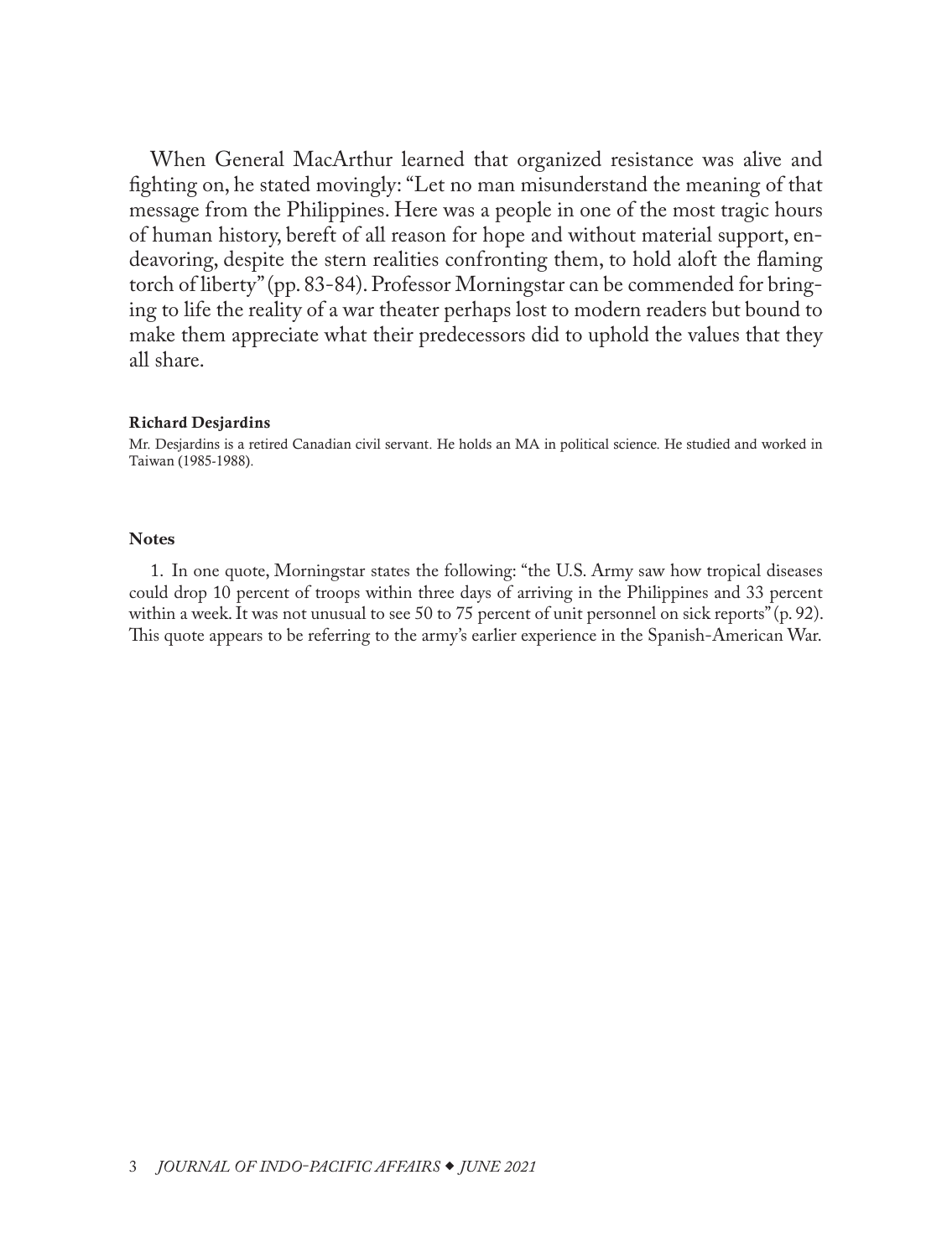When General MacArthur learned that organized resistance was alive and fighting on, he stated movingly: "Let no man misunderstand the meaning of that message from the Philippines. Here was a people in one of the most tragic hours of human history, bereft of all reason for hope and without material support, endeavoring, despite the stern realities confronting them, to hold aloft the flaming torch of liberty" (pp. 83-84). Professor Morningstar can be commended for bringing to life the reality of a war theater perhaps lost to modern readers but bound to make them appreciate what their predecessors did to uphold the values that they all share.

**Richard Desjardins**

Mr. Desjardins is a retired Canadian civil servant. He holds an MA in political science. He studied and worked in Taiwan (1985-1988).

**Notes**

1. In one quote, Morningstar states the following: "the U.S. Army saw how tropical diseases could drop 10 percent of troops within three days of arriving in the Philippines and 33 percent within a week. It was not unusual to see 50 to 75 percent of unit personnel on sick reports" (p. 92). This quote appears to be referring to the army's earlier experience in the Spanish-American War.